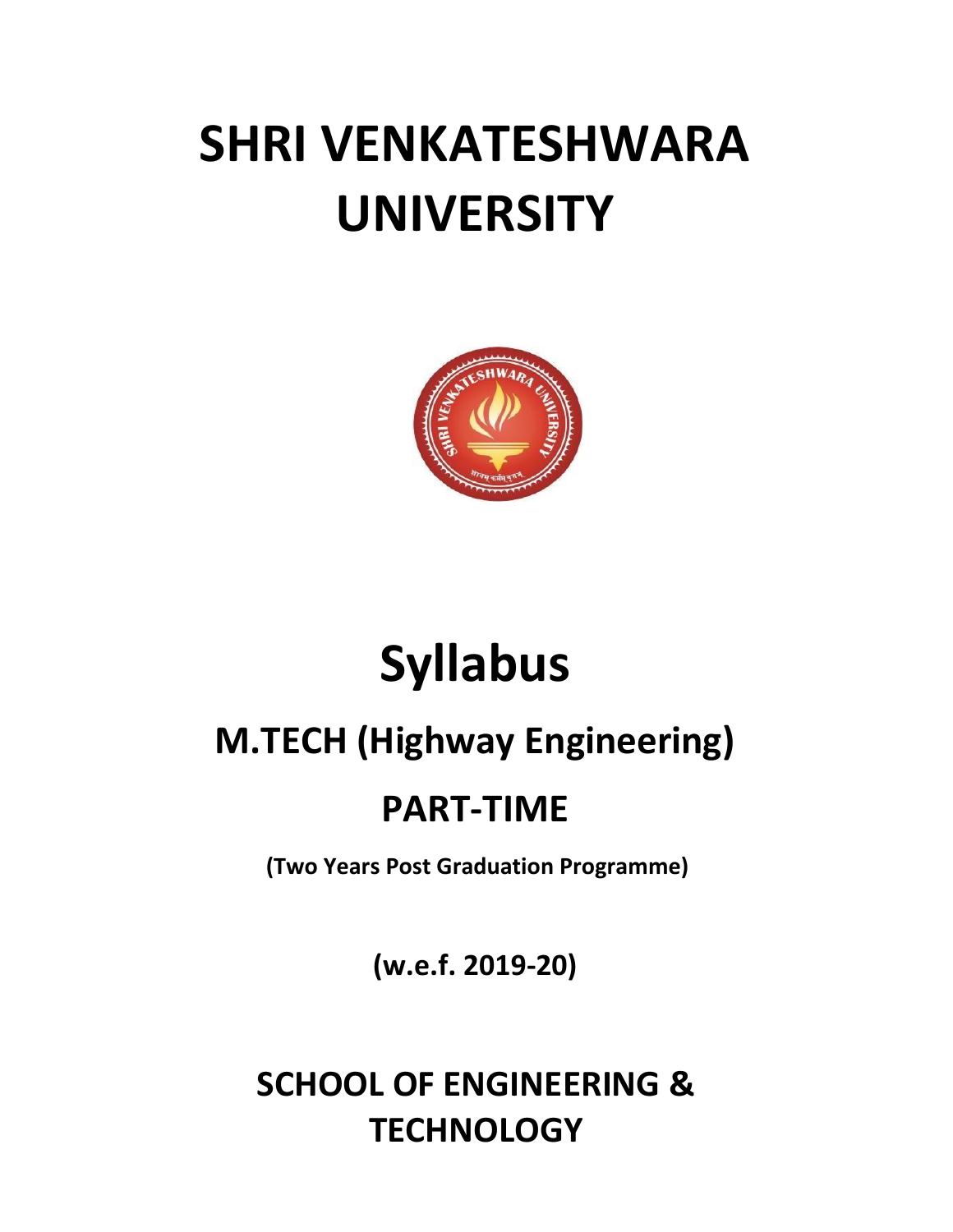# SHRI VENKATESHWARA UNIVERSITY

# Syllabus

## M.TECH (Highway Engineering)

## PART-TIME

**(Two Years Post Graduation Programme)**

**(w.e.f. 2019-20)**

## SCHOOL OF ENGINEERING & TECHNOLOGY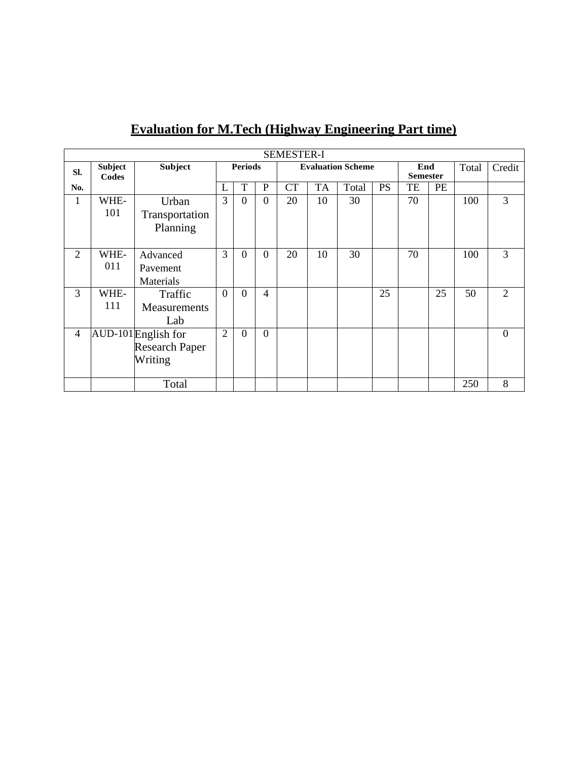# Evaluation for M.Tech (Highway Engineering Part time)

| SEMESTER-I | | | | | | | | | | | | | |
|---|---|---|---|---|---|---|---|---|---|---|---|---|---|
| **Sl.** | **Subject Codes** | **Subject** | **Periods** | | | **Evaluation Scheme** | | | | **End Semester** | | Total | Credit |
| **No.** | | | L | T | P | CT | TA | Total | PS | TE | PE | | |
| 1 | WHE-101 | Urban Transportation Planning | 3 | 0 | 0 | 20 | 10 | 30 | | 70 | | 100 | 3 |
| 2 | WHE-011 | Advanced Pavement Materials | 3 | 0 | 0 | 20 | 10 | 30 | | 70 | | 100 | 3 |
| 3 | WHE-111 | Traffic Measurements Lab | 0 | 0 | 4 | | | | 25 | | 25 | 50 | 2 |
| 4 | AUD-101 | English for Research Paper Writing | 2 | 0 | 0 | | | | | | | | 0 |
| | | Total | | | | | | | | | | 250 | 8 |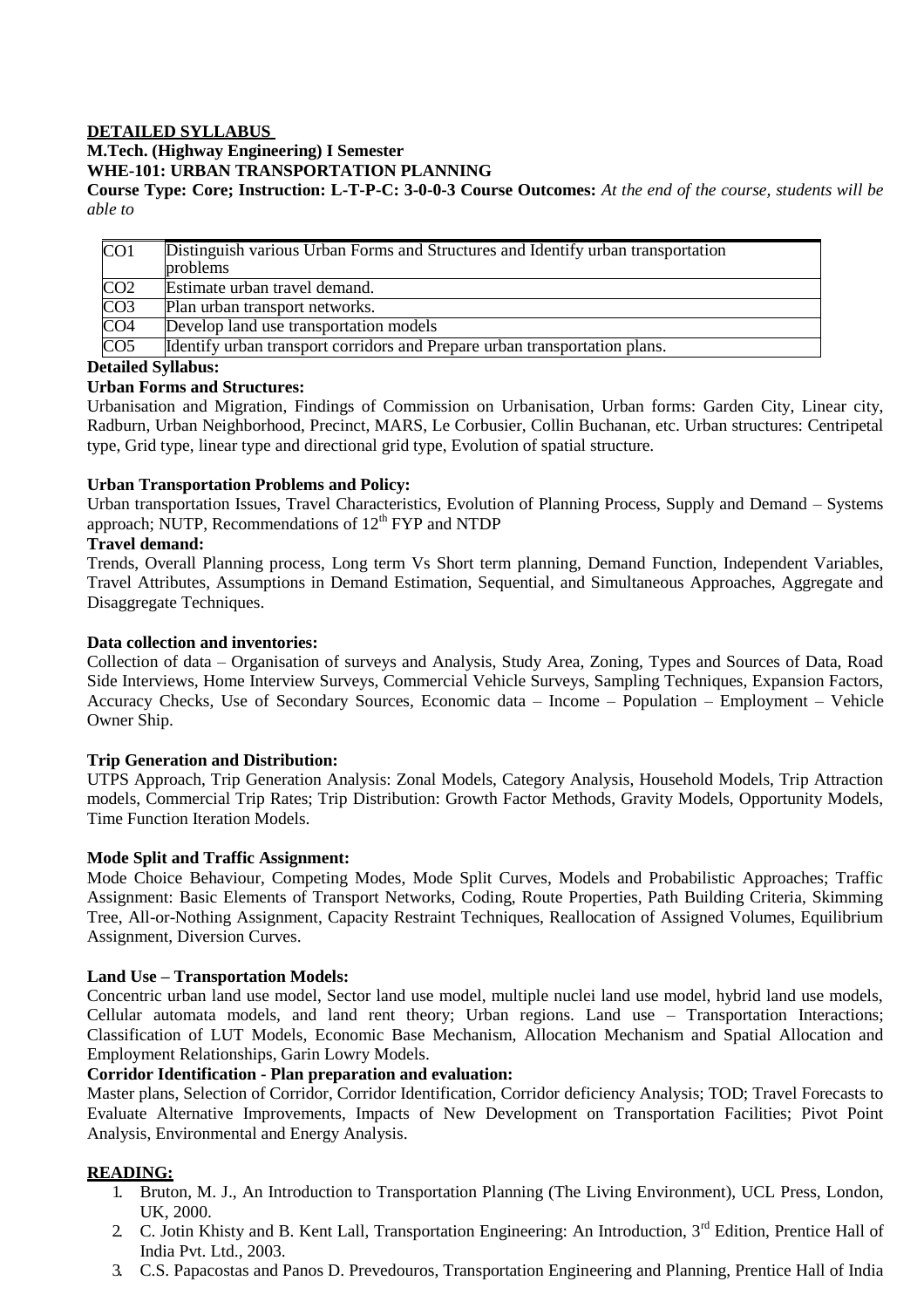**DETAILED SYLLABUS**

**M.Tech. (Highway Engineering) I Semester**

**WHE-101: URBAN TRANSPORTATION PLANNING**

**Course Type: Core; Instruction: L-T-P-C: 3-0-0-3 Course Outcomes:** *At the end of the course, students will be able to*

| | |
|---|---|
| CO1 | Distinguish various Urban Forms and Structures and Identify urban transportation problems |
| CO2 | Estimate urban travel demand. |
| CO3 | Plan urban transport networks. |
| CO4 | Develop land use transportation models |
| CO5 | Identify urban transport corridors and Prepare urban transportation plans. |

**Detailed Syllabus:**

**Urban Forms and Structures:**

Urbanisation and Migration, Findings of Commission on Urbanisation, Urban forms: Garden City, Linear city, Radburn, Urban Neighborhood, Precinct, MARS, Le Corbusier, Collin Buchanan, etc. Urban structures: Centripetal type, Grid type, linear type and directional grid type, Evolution of spatial structure.

**Urban Transportation Problems and Policy:**

Urban transportation Issues, Travel Characteristics, Evolution of Planning Process, Supply and Demand – Systems approach; NUTP, Recommendations of 12th FYP and NTDP

**Travel demand:**

Trends, Overall Planning process, Long term Vs Short term planning, Demand Function, Independent Variables, Travel Attributes, Assumptions in Demand Estimation, Sequential, and Simultaneous Approaches, Aggregate and Disaggregate Techniques.

**Data collection and inventories:**

Collection of data – Organisation of surveys and Analysis, Study Area, Zoning, Types and Sources of Data, Road Side Interviews, Home Interview Surveys, Commercial Vehicle Surveys, Sampling Techniques, Expansion Factors, Accuracy Checks, Use of Secondary Sources, Economic data – Income – Population – Employment – Vehicle Owner Ship.

**Trip Generation and Distribution:**

UTPS Approach, Trip Generation Analysis: Zonal Models, Category Analysis, Household Models, Trip Attraction models, Commercial Trip Rates; Trip Distribution: Growth Factor Methods, Gravity Models, Opportunity Models, Time Function Iteration Models.

**Mode Split and Traffic Assignment:**

Mode Choice Behaviour, Competing Modes, Mode Split Curves, Models and Probabilistic Approaches; Traffic Assignment: Basic Elements of Transport Networks, Coding, Route Properties, Path Building Criteria, Skimming Tree, All-or-Nothing Assignment, Capacity Restraint Techniques, Reallocation of Assigned Volumes, Equilibrium Assignment, Diversion Curves.

**Land Use – Transportation Models:**

Concentric urban land use model, Sector land use model, multiple nuclei land use model, hybrid land use models, Cellular automata models, and land rent theory; Urban regions. Land use – Transportation Interactions; Classification of LUT Models, Economic Base Mechanism, Allocation Mechanism and Spatial Allocation and Employment Relationships, Garin Lowry Models.

**Corridor Identification - Plan preparation and evaluation:**

Master plans, Selection of Corridor, Corridor Identification, Corridor deficiency Analysis; TOD; Travel Forecasts to Evaluate Alternative Improvements, Impacts of New Development on Transportation Facilities; Pivot Point Analysis, Environmental and Energy Analysis.

**READING:**

1. Bruton, M. J., An Introduction to Transportation Planning (The Living Environment), UCL Press, London, UK, 2000.
2. C. Jotin Khisty and B. Kent Lall, Transportation Engineering: An Introduction, 3rd Edition, Prentice Hall of India Pvt. Ltd., 2003.
3. C.S. Papacostas and Panos D. Prevedouros, Transportation Engineering and Planning, Prentice Hall of India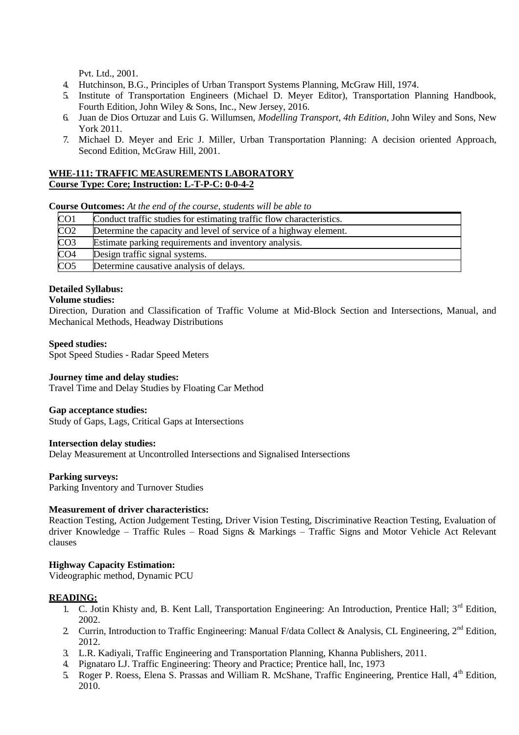Pvt. Ltd., 2001.

4. Hutchinson, B.G., Principles of Urban Transport Systems Planning, McGraw Hill, 1974.
5. Institute of Transportation Engineers (Michael D. Meyer Editor), Transportation Planning Handbook, Fourth Edition, John Wiley & Sons, Inc., New Jersey, 2016.
6. Juan de Dios Ortuzar and Luis G. Willumsen, *Modelling Transport, 4th Edition*, John Wiley and Sons, New York 2011.
7. Michael D. Meyer and Eric J. Miller, Urban Transportation Planning: A decision oriented Approach, Second Edition, McGraw Hill, 2001.

**WHE-111: TRAFFIC MEASUREMENTS LABORATORY**
**Course Type: Core; Instruction: L-T-P-C: 0-0-4-2**

**Course Outcomes:** *At the end of the course, students will be able to*

| | |
|---|---|
| CO1 | Conduct traffic studies for estimating traffic flow characteristics. |
| CO2 | Determine the capacity and level of service of a highway element. |
| CO3 | Estimate parking requirements and inventory analysis. |
| CO4 | Design traffic signal systems. |
| CO5 | Determine causative analysis of delays. |

**Detailed Syllabus:**

**Volume studies:**
Direction, Duration and Classification of Traffic Volume at Mid-Block Section and Intersections, Manual, and Mechanical Methods, Headway Distributions

**Speed studies:**
Spot Speed Studies - Radar Speed Meters

**Journey time and delay studies:**
Travel Time and Delay Studies by Floating Car Method

**Gap acceptance studies:**
Study of Gaps, Lags, Critical Gaps at Intersections

**Intersection delay studies:**
Delay Measurement at Uncontrolled Intersections and Signalised Intersections

**Parking surveys:**
Parking Inventory and Turnover Studies

**Measurement of driver characteristics:**
Reaction Testing, Action Judgement Testing, Driver Vision Testing, Discriminative Reaction Testing, Evaluation of driver Knowledge – Traffic Rules – Road Signs & Markings – Traffic Signs and Motor Vehicle Act Relevant clauses

**Highway Capacity Estimation:**
Videographic method, Dynamic PCU

**READING:**

1. C. Jotin Khisty and, B. Kent Lall, Transportation Engineering: An Introduction, Prentice Hall; 3rd Edition, 2002.
2. Currin, Introduction to Traffic Engineering: Manual F/data Collect & Analysis, CL Engineering, 2nd Edition, 2012.
3. L.R. Kadiyali, Traffic Engineering and Transportation Planning, Khanna Publishers, 2011.
4. Pignataro LJ. Traffic Engineering: Theory and Practice; Prentice hall, Inc, 1973
5. Roger P. Roess, Elena S. Prassas and William R. McShane, Traffic Engineering, Prentice Hall, 4th Edition, 2010.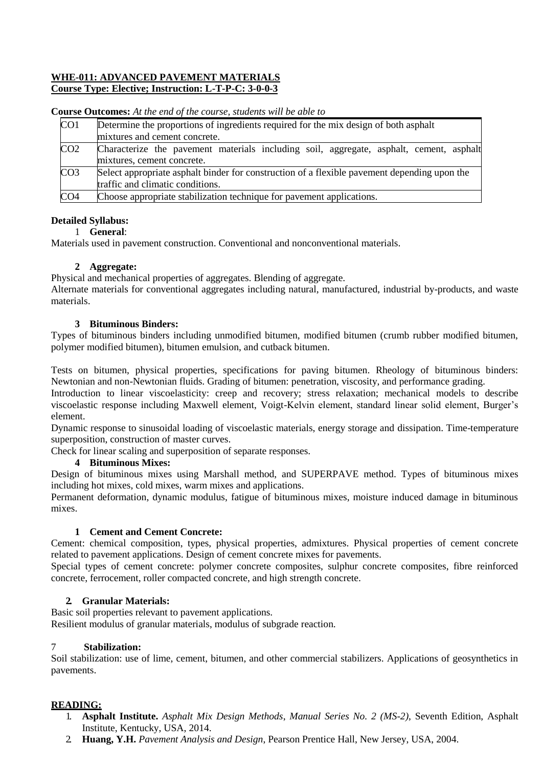**WHE-011: ADVANCED PAVEMENT MATERIALS**
**Course Type: Elective; Instruction: L-T-P-C: 3-0-0-3**

**Course Outcomes:** *At the end of the course, students will be able to*

| | |
|---|---|
| CO1 | Determine the proportions of ingredients required for the mix design of both asphalt mixtures and cement concrete. |
| CO2 | Characterize the pavement materials including soil, aggregate, asphalt, cement, asphalt mixtures, cement concrete. |
| CO3 | Select appropriate asphalt binder for construction of a flexible pavement depending upon the traffic and climatic conditions. |
| CO4 | Choose appropriate stabilization technique for pavement applications. |

**Detailed Syllabus:**

1 **General**:

Materials used in pavement construction. Conventional and nonconventional materials.

**2 Aggregate:**

Physical and mechanical properties of aggregates. Blending of aggregate.

Alternate materials for conventional aggregates including natural, manufactured, industrial by-products, and waste materials.

**3 Bituminous Binders:**

Types of bituminous binders including unmodified bitumen, modified bitumen (crumb rubber modified bitumen, polymer modified bitumen), bitumen emulsion, and cutback bitumen.

Tests on bitumen, physical properties, specifications for paving bitumen. Rheology of bituminous binders: Newtonian and non-Newtonian fluids. Grading of bitumen: penetration, viscosity, and performance grading.

Introduction to linear viscoelasticity: creep and recovery; stress relaxation; mechanical models to describe viscoelastic response including Maxwell element, Voigt-Kelvin element, standard linear solid element, Burger's element.

Dynamic response to sinusoidal loading of viscoelastic materials, energy storage and dissipation. Time-temperature superposition, construction of master curves.

Check for linear scaling and superposition of separate responses.

**4 Bituminous Mixes:**

Design of bituminous mixes using Marshall method, and SUPERPAVE method. Types of bituminous mixes including hot mixes, cold mixes, warm mixes and applications.

Permanent deformation, dynamic modulus, fatigue of bituminous mixes, moisture induced damage in bituminous mixes.

**1 Cement and Cement Concrete:**

Cement: chemical composition, types, physical properties, admixtures. Physical properties of cement concrete related to pavement applications. Design of cement concrete mixes for pavements.

Special types of cement concrete: polymer concrete composites, sulphur concrete composites, fibre reinforced concrete, ferrocement, roller compacted concrete, and high strength concrete.

**2. Granular Materials:**

Basic soil properties relevant to pavement applications.

Resilient modulus of granular materials, modulus of subgrade reaction.

7 **Stabilization:**

Soil stabilization: use of lime, cement, bitumen, and other commercial stabilizers. Applications of geosynthetics in pavements.

**READING:**

1. **Asphalt Institute.** *Asphalt Mix Design Methods*, *Manual Series No. 2 (MS-2)*, Seventh Edition, Asphalt Institute, Kentucky, USA, 2014.
2. **Huang, Y.H.** *Pavement Analysis and Design*, Pearson Prentice Hall, New Jersey, USA, 2004.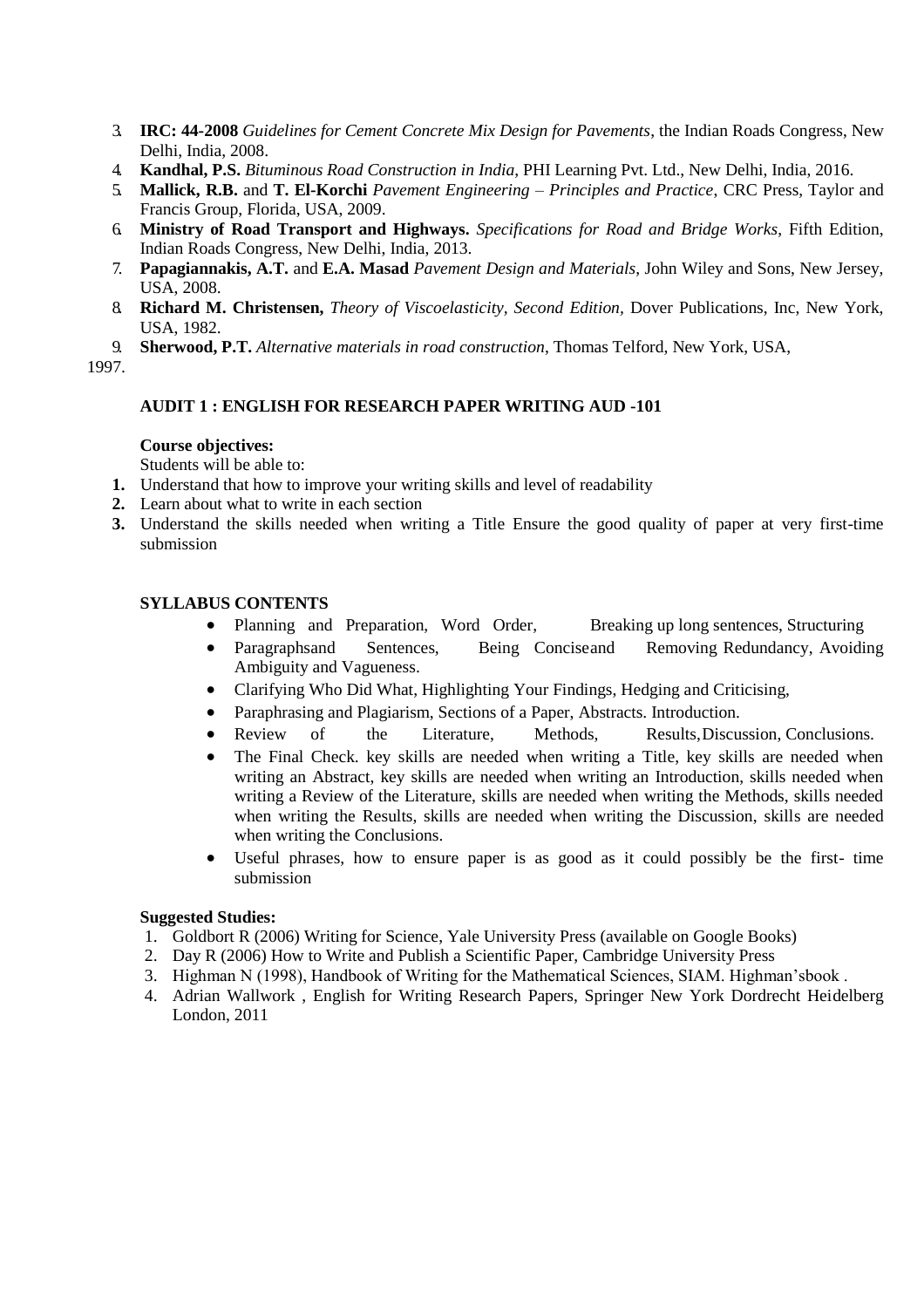3. **IRC: 44-2008** *Guidelines for Cement Concrete Mix Design for Pavements*, the Indian Roads Congress, New Delhi, India, 2008.
4. **Kandhal, P.S.** *Bituminous Road Construction in India*, PHI Learning Pvt. Ltd., New Delhi, India, 2016.
5. **Mallick, R.B.** and **T. El-Korchi** *Pavement Engineering – Principles and Practice*, CRC Press, Taylor and Francis Group, Florida, USA, 2009.
6. **Ministry of Road Transport and Highways.** *Specifications for Road and Bridge Works*, Fifth Edition, Indian Roads Congress, New Delhi, India, 2013.
7. **Papagiannakis, A.T.** and **E.A. Masad** *Pavement Design and Materials*, John Wiley and Sons, New Jersey, USA, 2008.
8. **Richard M. Christensen,** *Theory of Viscoelasticity, Second Edition*, Dover Publications, Inc, New York, USA, 1982.
9. **Sherwood, P.T.** *Alternative materials in road construction*, Thomas Telford, New York, USA, 1997.

## AUDIT 1 : ENGLISH FOR RESEARCH PAPER WRITING AUD -101

**Course objectives:**

Students will be able to:

1. Understand that how to improve your writing skills and level of readability
2. Learn about what to write in each section
3. Understand the skills needed when writing a Title Ensure the good quality of paper at very first-time submission

**SYLLABUS CONTENTS**

- Planning and Preparation, Word Order, Breaking up long sentences, Structuring
- Paragraphsand Sentences, Being Conciseand Removing Redundancy, Avoiding Ambiguity and Vagueness.
- Clarifying Who Did What, Highlighting Your Findings, Hedging and Criticising,
- Paraphrasing and Plagiarism, Sections of a Paper, Abstracts. Introduction.
- Review of the Literature, Methods, Results, Discussion, Conclusions.
- The Final Check. key skills are needed when writing a Title, key skills are needed when writing an Abstract, key skills are needed when writing an Introduction, skills needed when writing a Review of the Literature, skills are needed when writing the Methods, skills needed when writing the Results, skills are needed when writing the Discussion, skills are needed when writing the Conclusions.
- Useful phrases, how to ensure paper is as good as it could possibly be the first- time submission

**Suggested Studies:**

1. Goldbort R (2006) Writing for Science, Yale University Press (available on Google Books)
2. Day R (2006) How to Write and Publish a Scientific Paper, Cambridge University Press
3. Highman N (1998), Handbook of Writing for the Mathematical Sciences, SIAM. Highman'sbook .
4. Adrian Wallwork , English for Writing Research Papers, Springer New York Dordrecht Heidelberg London, 2011